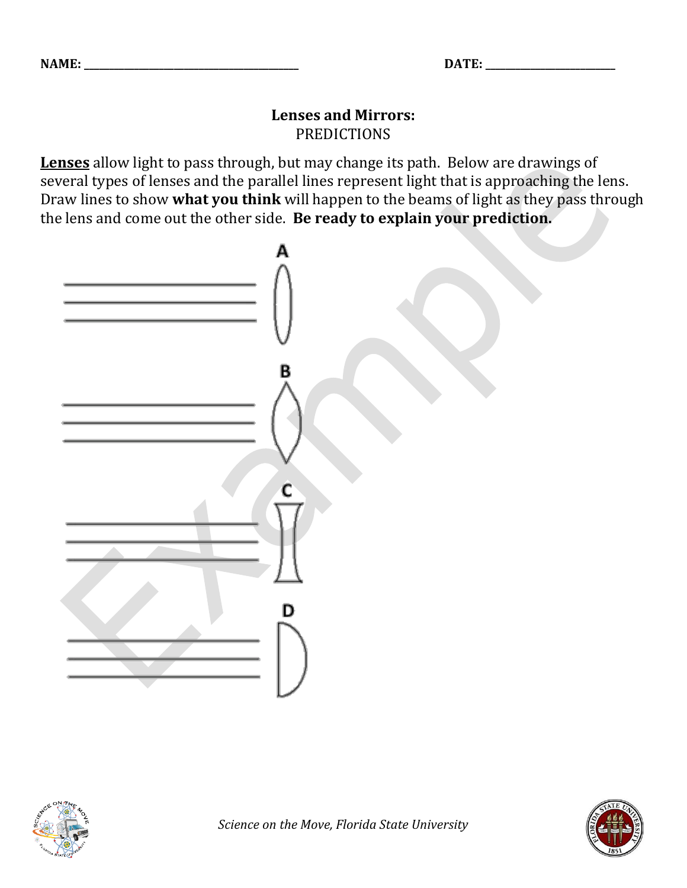NAME: ________________________________________ DATE: ________________________

## Lenses and Mirrors:

PREDICTIONS

**Lenses** allow light to pass through, but may change its path. Below are drawings of several types of lenses and the parallel lines represent light that is approaching the lens. Draw lines to show **what you think** will happen to the beams of light as they pass through the lens and come out the other side. **Be ready to explain your prediction.**

A

B

C

D

*Science on the Move, Florida State University*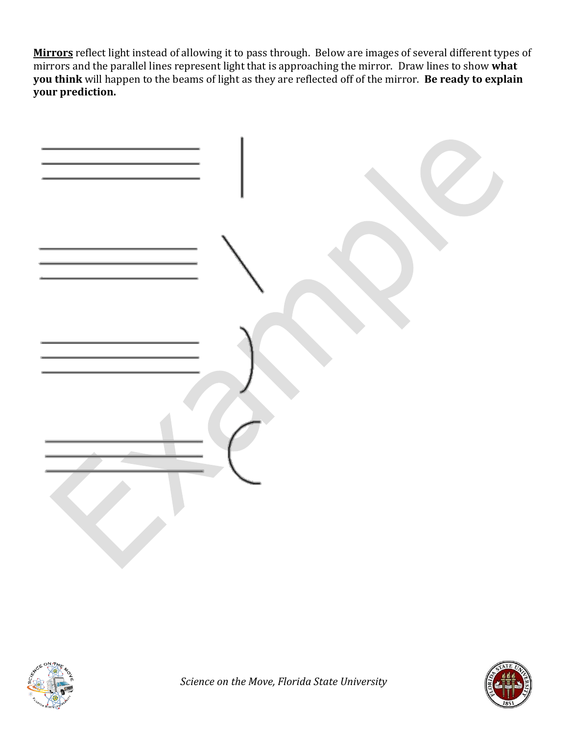**<u>Mirrors</u>** reflect light instead of allowing it to pass through. Below are images of several different types of mirrors and the parallel lines represent light that is approaching the mirror. Draw lines to show **what you think** will happen to the beams of light as they are reflected off of the mirror. **Be ready to explain your prediction.**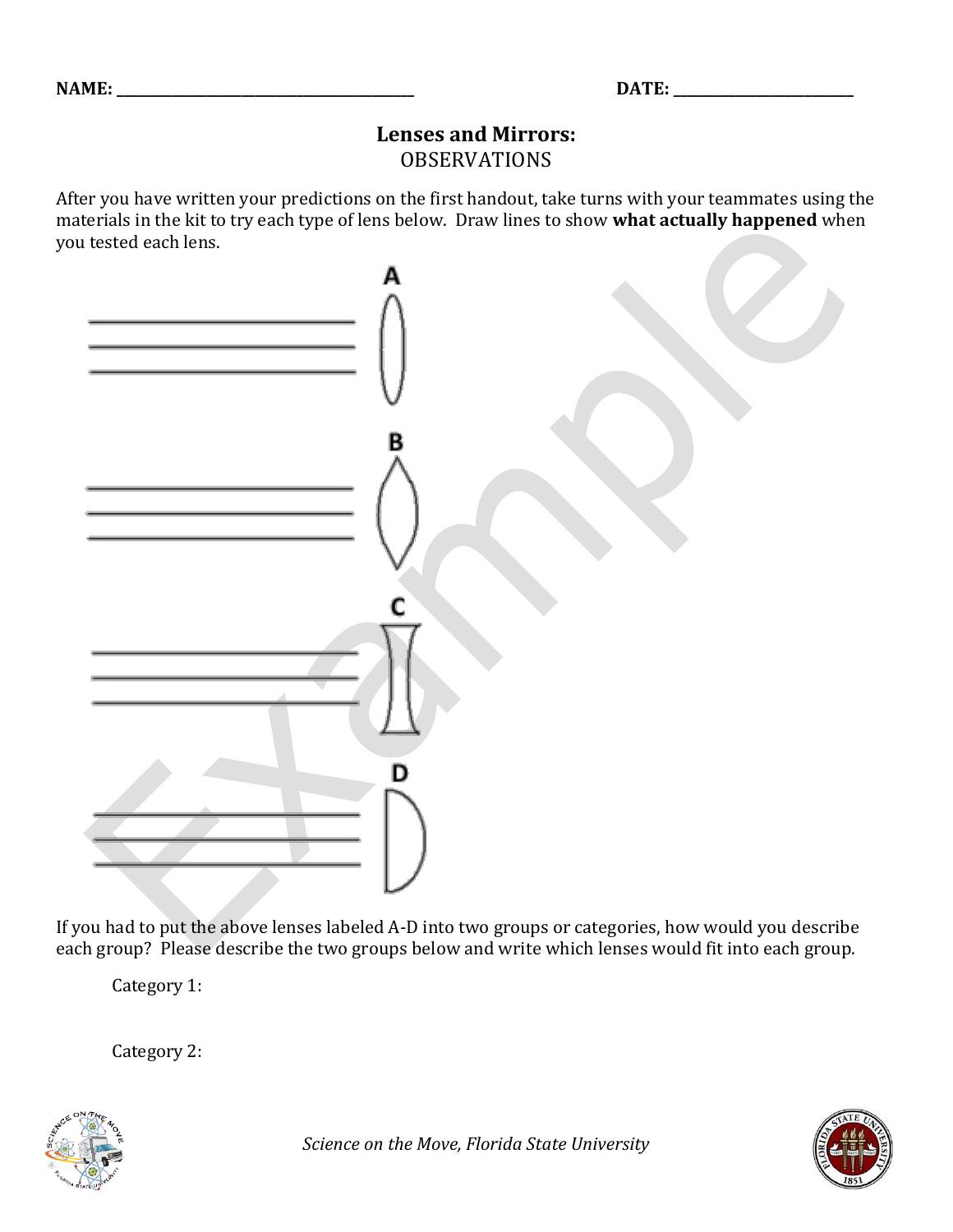NAME: ________________________________________ DATE: ________________________

## Lenses and Mirrors:
OBSERVATIONS

After you have written your predictions on the first handout, take turns with your teammates using the materials in the kit to try each type of lens below. Draw lines to show **what actually happened** when you tested each lens.

A

B

C

D

If you had to put the above lenses labeled A-D into two groups or categories, how would you describe each group? Please describe the two groups below and write which lenses would fit into each group.

Category 1:

Category 2:

*Science on the Move, Florida State University*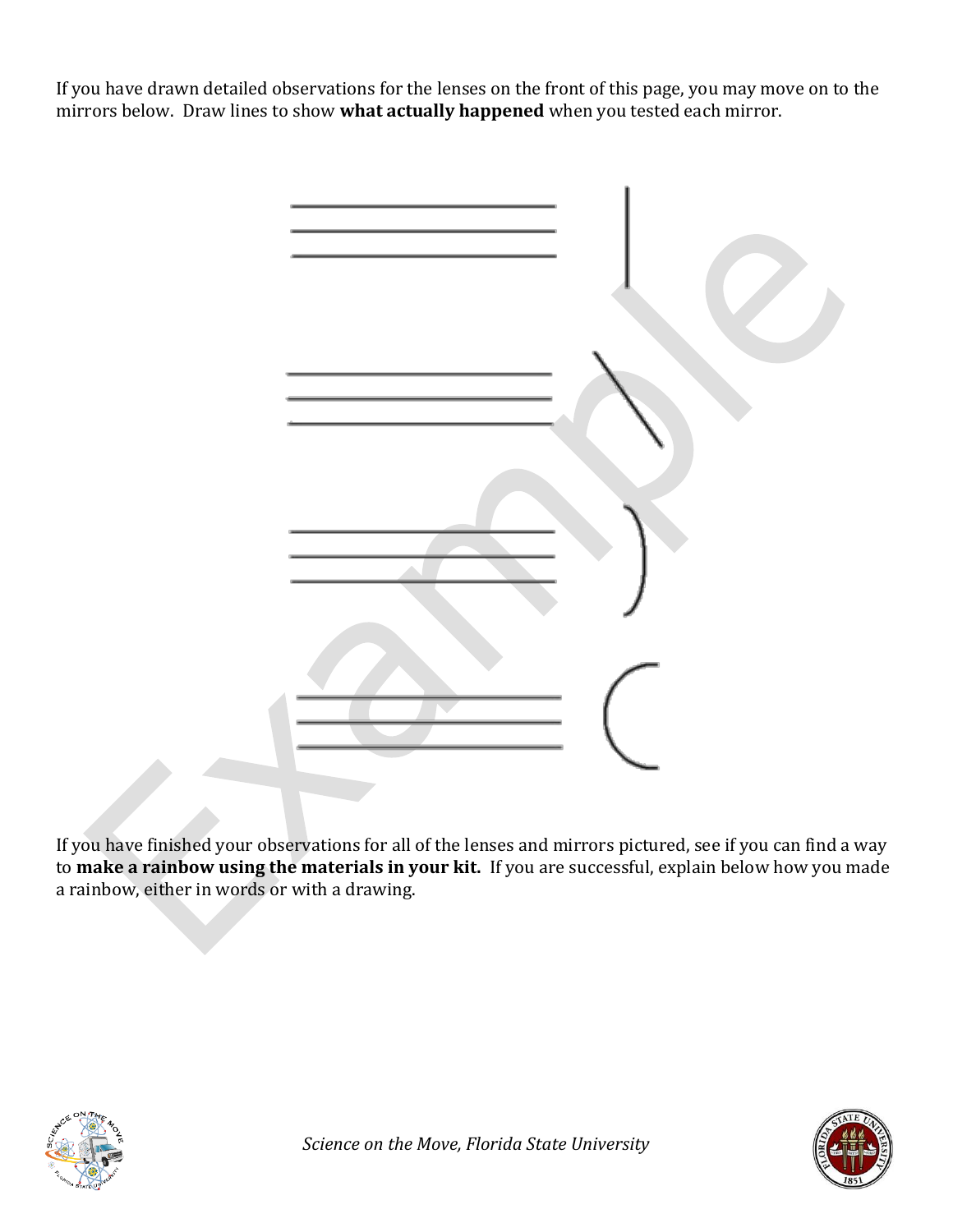If you have drawn detailed observations for the lenses on the front of this page, you may move on to the mirrors below. Draw lines to show **what actually happened** when you tested each mirror.

If you have finished your observations for all of the lenses and mirrors pictured, see if you can find a way to **make a rainbow using the materials in your kit.** If you are successful, explain below how you made a rainbow, either in words or with a drawing.